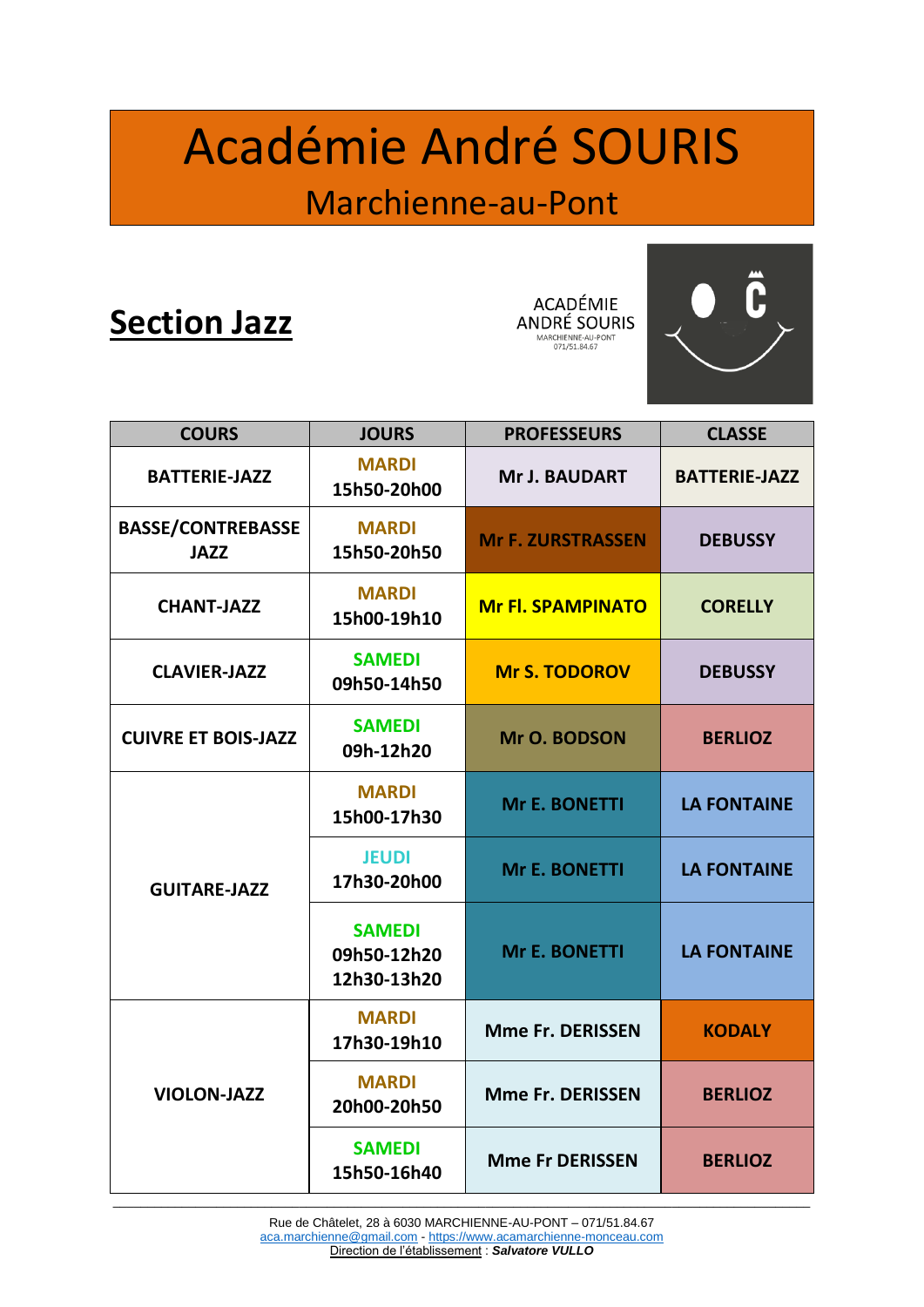# Académie André SOURIS

## Marchienne-au-Pont

## Section Jazz

ACADÉMIE
ANDRÉ SOURIS
MARCHIENNE-AU-PONT
071/51.84.67

| COURS | JOURS | PROFESSEURS | CLASSE |
|---|---|---|---|
| BATTERIE-JAZZ | MARDI 15h50-20h00 | Mr J. BAUDART | BATTERIE-JAZZ |
| BASSE/CONTREBASSE JAZZ | MARDI 15h50-20h50 | Mr F. ZURSTRASSEN | DEBUSSY |
| CHANT-JAZZ | MARDI 15h00-19h10 | Mr Fl. SPAMPINATO | CORELLY |
| CLAVIER-JAZZ | SAMEDI 09h50-14h50 | Mr S. TODOROV | DEBUSSY |
| CUIVRE ET BOIS-JAZZ | SAMEDI 09h-12h20 | Mr O. BODSON | BERLIOZ |
| GUITARE-JAZZ | MARDI 15h00-17h30 | Mr E. BONETTI | LA FONTAINE |
| | JEUDI 17h30-20h00 | Mr E. BONETTI | LA FONTAINE |
| | SAMEDI 09h50-12h20 12h30-13h20 | Mr E. BONETTI | LA FONTAINE |
| VIOLON-JAZZ | MARDI 17h30-19h10 | Mme Fr. DERISSEN | KODALY |
| | MARDI 20h00-20h50 | Mme Fr. DERISSEN | BERLIOZ |
| | SAMEDI 15h50-16h40 | Mme Fr DERISSEN | BERLIOZ |

Rue de Châtelet, 28 à 6030 MARCHIENNE-AU-PONT – 071/51.84.67
aca.marchienne@gmail.com - https://www.acamarchienne-monceau.com
Direction de l'établissement : ***Salvatore VULLO***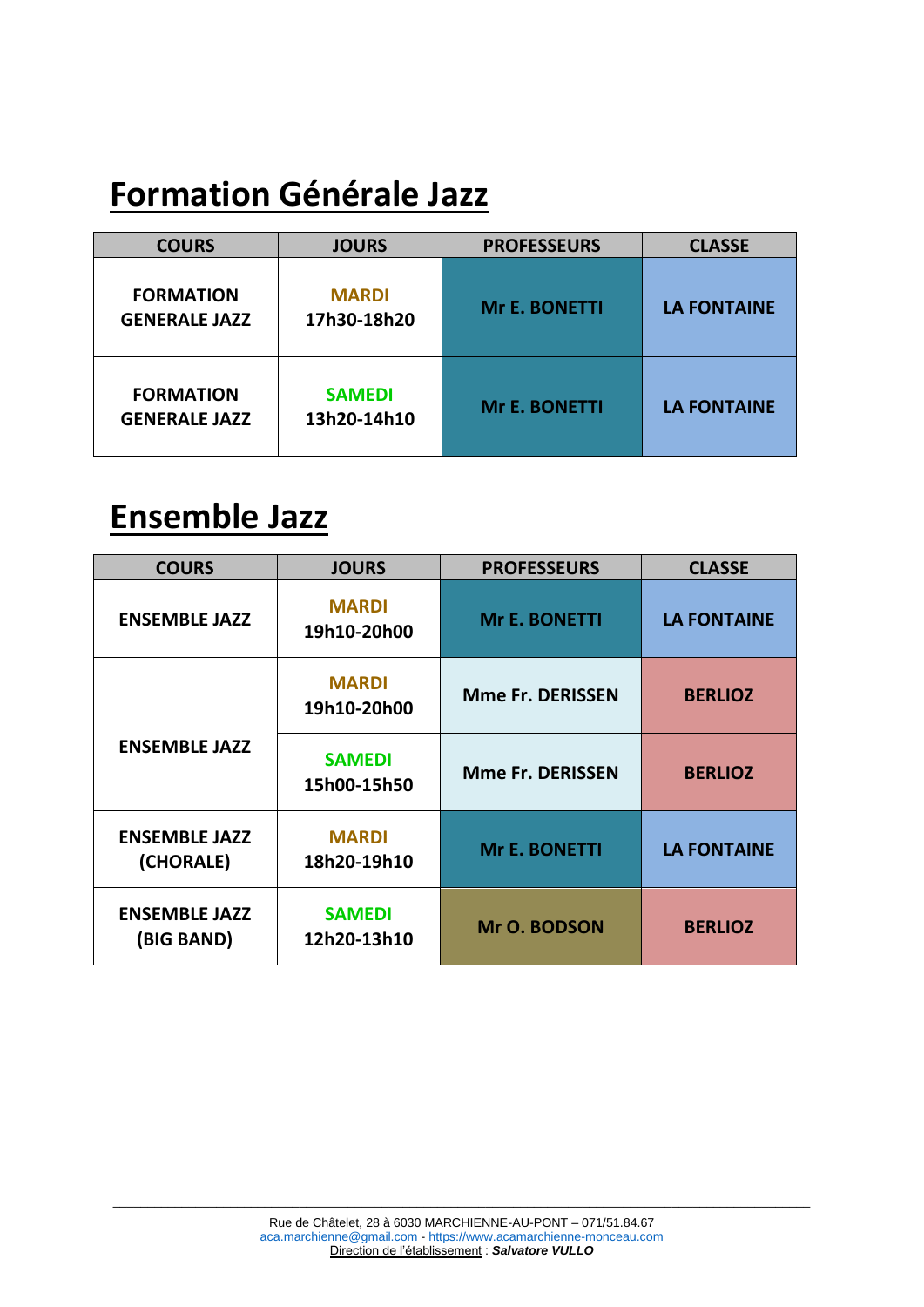# Formation Générale Jazz

| COURS | JOURS | PROFESSEURS | CLASSE |
|---|---|---|---|
| FORMATION GENERALE JAZZ | MARDI 17h30-18h20 | Mr E. BONETTI | LA FONTAINE |
| FORMATION GENERALE JAZZ | SAMEDI 13h20-14h10 | Mr E. BONETTI | LA FONTAINE |

# Ensemble Jazz

| COURS | JOURS | PROFESSEURS | CLASSE |
|---|---|---|---|
| ENSEMBLE JAZZ | MARDI 19h10-20h00 | Mr E. BONETTI | LA FONTAINE |
| ENSEMBLE JAZZ | MARDI 19h10-20h00 | Mme Fr. DERISSEN | BERLIOZ |
| | SAMEDI 15h00-15h50 | Mme Fr. DERISSEN | BERLIOZ |
| ENSEMBLE JAZZ (CHORALE) | MARDI 18h20-19h10 | Mr E. BONETTI | LA FONTAINE |
| ENSEMBLE JAZZ (BIG BAND) | SAMEDI 12h20-13h10 | Mr O. BODSON | BERLIOZ |

Rue de Châtelet, 28 à 6030 MARCHIENNE-AU-PONT – 071/51.84.67
aca.marchienne@gmail.com - https://www.acamarchienne-monceau.com
Direction de l'établissement : ***Salvatore VULLO***